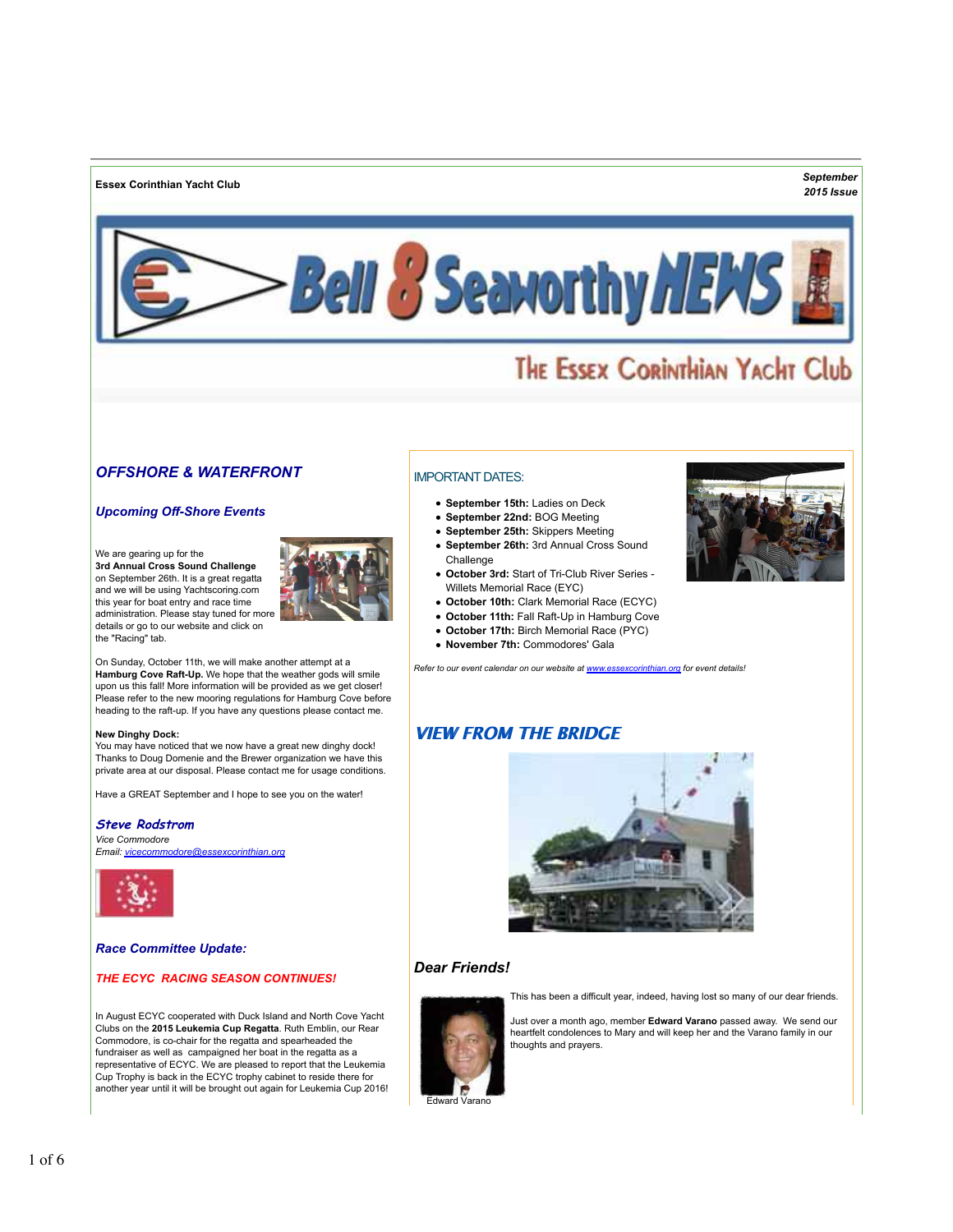**Essex Corinthian Yacht Club**

*September 2015 Issue*

# Bell 8 Seaworthy NEWS

## The Essex Corinthian Yacht Club

## *OFFSHORE & WATERFRONT*

### *Upcoming Off-Shore Events*

We are gearing up for the **3rd Annual Cross Sound Challenge** on September 26th. It is a great regatta and we will be using Yachtscoring.com this year for boat entry and race time administration. Please stay tuned for more details or go to our website and click on the "Racing" tab.

On Sunday, October 11th, we will make another attempt at a **Hamburg Cove Raft-Up.** We hope that the weather gods will smile upon us this fall! More information will be provided as we get closer! Please refer to the new mooring regulations for Hamburg Cove before heading to the raft-up. If you have any questions please contact me.

**New Dinghy Dock:**
You may have noticed that we now have a great new dinghy dock! Thanks to Doug Domenie and the Brewer organization we have this private area at our disposal. Please contact me for usage conditions.

Have a GREAT September and I hope to see you on the water!

***Steve Rodstrom***
*Vice Commodore*
*Email: vicecommodore@essexcorinthian.org*

### *Race Committee Update:*

***THE ECYC RACING SEASON CONTINUES!***

In August ECYC cooperated with Duck Island and North Cove Yacht Clubs on the **2015 Leukemia Cup Regatta**. Ruth Emblin, our Rear Commodore, is co-chair for the regatta and spearheaded the fundraiser as well as campaigned her boat in the regatta as a representative of ECYC. We are pleased to report that the Leukemia Cup Trophy is back in the ECYC trophy cabinet to reside there for another year until it will be brought out again for Leukemia Cup 2016!

## IMPORTANT DATES:

- **September 15th:** Ladies on Deck
- **September 22nd:** BOG Meeting
- **September 25th:** Skippers Meeting
- **September 26th:** 3rd Annual Cross Sound Challenge
- **October 3rd:** Start of Tri-Club River Series - Willets Memorial Race (EYC)
- **October 10th:** Clark Memorial Race (ECYC)
- **October 11th:** Fall Raft-Up in Hamburg Cove
- **October 17th:** Birch Memorial Race (PYC)
- **November 7th:** Commodores' Gala

*Refer to our event calendar on our website at www.essexcorinthian.org for event details!*

## *VIEW FROM THE BRIDGE*

### *Dear Friends!*

This has been a difficult year, indeed, having lost so many of our dear friends.

Just over a month ago, member **Edward Varano** passed away. We send our heartfelt condolences to Mary and will keep her and the Varano family in our thoughts and prayers.

Edward Varano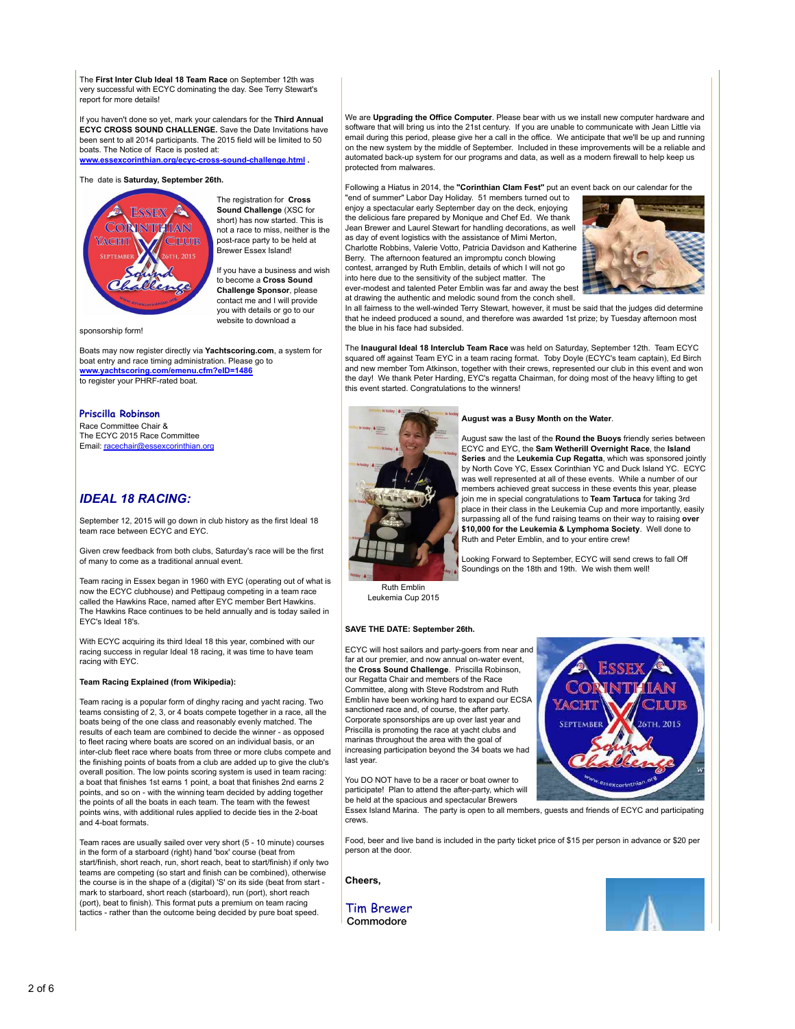The **First Inter Club Ideal 18 Team Race** on September 12th was very successful with ECYC dominating the day. See Terry Stewart's report for more details!

If you haven't done so yet, mark your calendars for the **Third Annual ECYC CROSS SOUND CHALLENGE.** Save the Date Invitations have been sent to all 2014 participants. The 2015 field will be limited to 50 boats. The Notice of Race is posted at: **www.essexcorinthian.org/ecyc-cross-sound-challenge.html** .

The date is **Saturday, September 26th.**

The registration for **Cross Sound Challenge** (XSC for short) has now started. This is not a race to miss, neither is the post-race party to be held at Brewer Essex Island!

If you have a business and wish to become a **Cross Sound Challenge Sponsor**, please contact me and I will provide you with details or go to our website to download a sponsorship form!

Boats may now register directly via **Yachtscoring.com**, a system for boat entry and race timing administration. Please go to **www.yachtscoring.com/emenu.cfm?eID=1486** to register your PHRF-rated boat.

**Priscilla Robinson**
Race Committee Chair &
The ECYC 2015 Race Committee
Email: racechair@essexcorinthian.org

## *IDEAL 18 RACING:*

September 12, 2015 will go down in club history as the first Ideal 18 team race between ECYC and EYC.

Given crew feedback from both clubs, Saturday's race will be the first of many to come as a traditional annual event.

Team racing in Essex began in 1960 with EYC (operating out of what is now the ECYC clubhouse) and Pettipaug competing in a team race called the Hawkins Race, named after EYC member Bert Hawkins. The Hawkins Race continues to be held annually and is today sailed in EYC's Ideal 18's.

With ECYC acquiring its third Ideal 18 this year, combined with our racing success in regular Ideal 18 racing, it was time to have team racing with EYC.

**Team Racing Explained (from Wikipedia):**

Team racing is a popular form of dinghy racing and yacht racing. Two teams consisting of 2, 3, or 4 boats compete together in a race, all the boats being of the one class and reasonably evenly matched. The results of each team are combined to decide the winner - as opposed to fleet racing where boats are scored on an individual basis, or an inter-club fleet race where boats from three or more clubs compete and the finishing points of boats from a club are added up to give the club's overall position. The low points scoring system is used in team racing: a boat that finishes 1st earns 1 point, a boat that finishes 2nd earns 2 points, and so on - with the winning team decided by adding together the points of all the boats in each team. The team with the fewest points wins, with additional rules applied to decide ties in the 2-boat and 4-boat formats.

Team races are usually sailed over very short (5 - 10 minute) courses in the form of a starboard (right) hand 'box' course (beat from start/finish, short reach, run, short reach, beat to start/finish) if only two teams are competing (so start and finish can be combined), otherwise the course is in the shape of a (digital) 'S' on its side (beat from start - mark to starboard, short reach (starboard), run (port), short reach (port), beat to finish). This format puts a premium on team racing tactics - rather than the outcome being decided by pure boat speed.

We are **Upgrading the Office Computer**. Please bear with us we install new computer hardware and software that will bring us into the 21st century. If you are unable to communicate with Jean Little via email during this period, please give her a call in the office. We anticipate that we'll be up and running on the new system by the middle of September. Included in these improvements will be a reliable and automated back-up system for our programs and data, as well as a modern firewall to help keep us protected from malwares.

Following a Hiatus in 2014, the **"Corinthian Clam Fest"** put an event back on our calendar for the "end of summer" Labor Day Holiday. 51 members turned out to enjoy a spectacular early September day on the deck, enjoying the delicious fare prepared by Monique and Chef Ed. We thank Jean Brewer and Laurel Stewart for handling decorations, as well as day of event logistics with the assistance of Mimi Merton, Charlotte Robbins, Valerie Votto, Patricia Davidson and Katherine Berry. The afternoon featured an impromptu conch blowing contest, arranged by Ruth Emblin, details of which I will not go into here due to the sensitivity of the subject matter. The ever-modest and talented Peter Emblin was far and away the best at drawing the authentic and melodic sound from the conch shell. In all fairness to the well-winded Terry Stewart, however, it must be said that the judges did determine that he indeed produced a sound, and therefore was awarded 1st prize; by Tuesday afternoon most the blue in his face had subsided.

The **Inaugural Ideal 18 Interclub Team Race** was held on Saturday, September 12th. Team ECYC squared off against Team EYC in a team racing format. Toby Doyle (ECYC's team captain), Ed Birch and new member Tom Atkinson, together with their crews, represented our club in this event and won the day! We thank Peter Harding, EYC's regatta Chairman, for doing most of the heavy lifting to get this event started. Congratulations to the winners!

**August was a Busy Month on the Water**.

August saw the last of the **Round the Buoys** friendly series between ECYC and EYC, the **Sam Wetherill Overnight Race**, the **Island Series** and the **Leukemia Cup Regatta**, which was sponsored jointly by North Cove YC, Essex Corinthian YC and Duck Island YC. ECYC was well represented at all of these events. While a number of our members achieved great success in these events this year, please join me in special congratulations to **Team Tartuca** for taking 3rd place in their class in the Leukemia Cup and more importantly, easily surpassing all of the fund raising teams on their way to raising **over $10,000 for the Leukemia & Lymphoma Society**. Well done to Ruth and Peter Emblin, and to your entire crew!

Looking Forward to September, ECYC will send crews to fall Off Soundings on the 18th and 19th. We wish them well!

Ruth Emblin
Leukemia Cup 2015

**SAVE THE DATE: September 26th.**

ECYC will host sailors and party-goers from near and far at our premier, and now annual on-water event, the **Cross Sound Challenge**. Priscilla Robinson, our Regatta Chair and members of the Race Committee, along with Steve Rodstrom and Ruth Emblin have been working hard to expand our ECSA sanctioned race and, of course, the after party. Corporate sponsorships are up over last year and Priscilla is promoting the race at yacht clubs and marinas throughout the area with the goal of increasing participation beyond the 34 boats we had last year.

You DO NOT have to be a racer or boat owner to participate! Plan to attend the after-party, which will be held at the spacious and spectacular Brewers Essex Island Marina. The party is open to all members, guests and friends of ECYC and participating crews.

Food, beer and live band is included in the party ticket price of $15 per person in advance or $20 per person at the door.

**Cheers,**

Tim Brewer
**Commodore**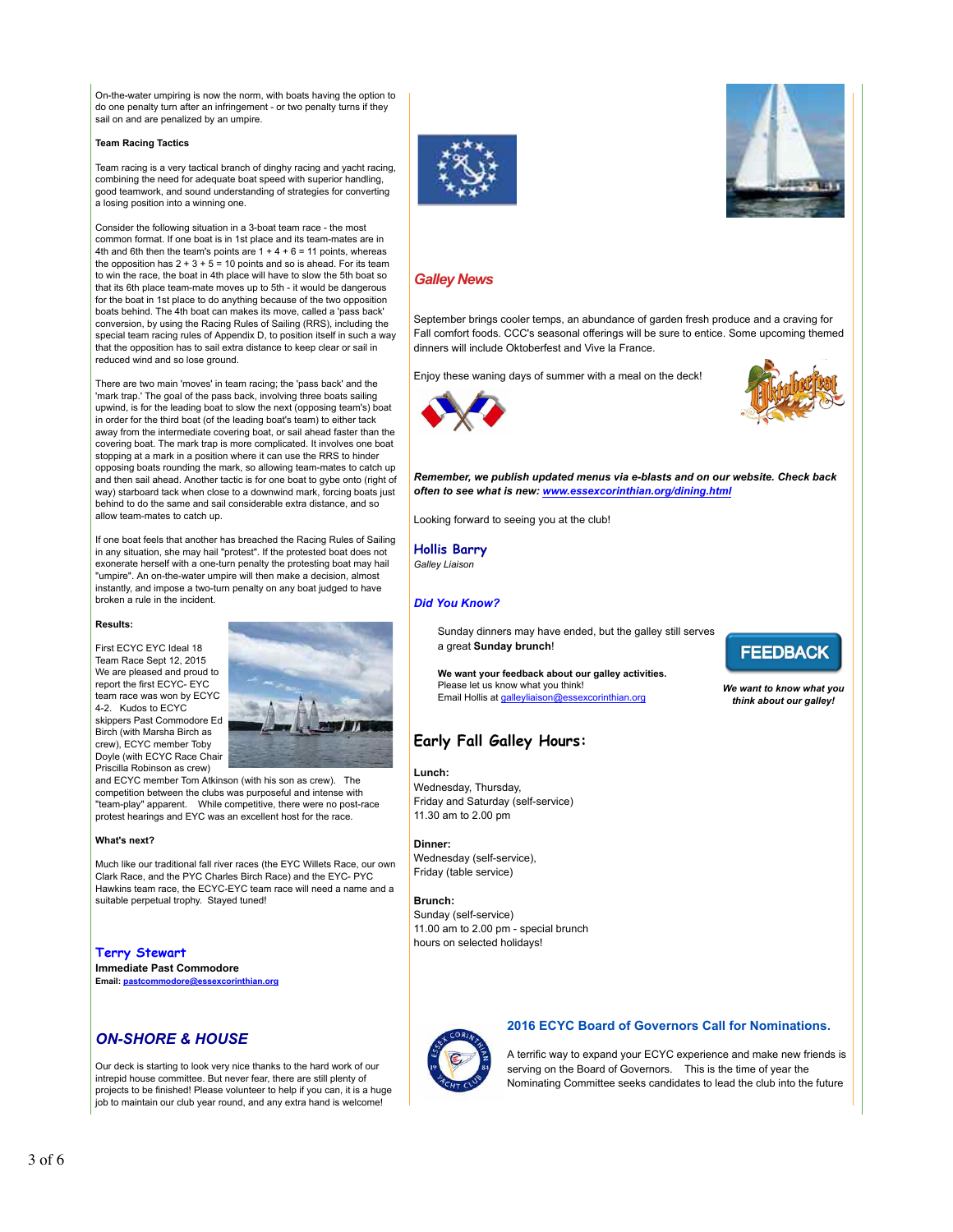On-the-water umpiring is now the norm, with boats having the option to do one penalty turn after an infringement - or two penalty turns if they sail on and are penalized by an umpire.

**Team Racing Tactics**

Team racing is a very tactical branch of dinghy racing and yacht racing, combining the need for adequate boat speed with superior handling, good teamwork, and sound understanding of strategies for converting a losing position into a winning one.

Consider the following situation in a 3-boat team race - the most common format. If one boat is in 1st place and its team-mates are in 4th and 6th then the team's points are 1 + 4 + 6 = 11 points, whereas the opposition has 2 + 3 + 5 = 10 points and so is ahead. For its team to win the race, the boat in 4th place will have to slow the 5th boat so that its 6th place team-mate moves up to 5th - it would be dangerous for the boat in 1st place to do anything because of the two opposition boats behind. The 4th boat can makes its move, called a 'pass back' conversion, by using the Racing Rules of Sailing (RRS), including the special team racing rules of Appendix D, to position itself in such a way that the opposition has to sail extra distance to keep clear or sail in reduced wind and so lose ground.

There are two main 'moves' in team racing; the 'pass back' and the 'mark trap.' The goal of the pass back, involving three boats sailing upwind, is for the leading boat to slow the next (opposing team's) boat in order for the third boat (of the leading boat's team) to either tack away from the intermediate covering boat, or sail ahead faster than the covering boat. The mark trap is more complicated. It involves one boat stopping at a mark in a position where it can use the RRS to hinder opposing boats rounding the mark, so allowing team-mates to catch up and then sail ahead. Another tactic is for one boat to gybe onto (right of way) starboard tack when close to a downwind mark, forcing boats just behind to do the same and sail considerable extra distance, and so allow team-mates to catch up.

If one boat feels that another has breached the Racing Rules of Sailing in any situation, she may hail "protest". If the protested boat does not exonerate herself with a one-turn penalty the protesting boat may hail "umpire". An on-the-water umpire will then make a decision, almost instantly, and impose a two-turn penalty on any boat judged to have broken a rule in the incident.

**Results:**

First ECYC EYC Ideal 18 Team Race Sept 12, 2015 We are pleased and proud to report the first ECYC- EYC team race was won by ECYC 4-2. Kudos to ECYC skippers Past Commodore Ed Birch (with Marsha Birch as crew), ECYC member Toby Doyle (with ECYC Race Chair Priscilla Robinson as crew) and ECYC member Tom Atkinson (with his son as crew). The competition between the clubs was purposeful and intense with "team-play" apparent. While competitive, there were no post-race protest hearings and EYC was an excellent host for the race.

**What's next?**

Much like our traditional fall river races (the EYC Willets Race, our own Clark Race, and the PYC Charles Birch Race) and the EYC- PYC Hawkins team race, the ECYC-EYC team race will need a name and a suitable perpetual trophy. Stayed tuned!

**Terry Stewart**
**Immediate Past Commodore**
**Email: pastcommodore@essexcorinthian.org**

## *ON-SHORE & HOUSE*

Our deck is starting to look very nice thanks to the hard work of our intrepid house committee. But never fear, there are still plenty of projects to be finished! Please volunteer to help if you can, it is a huge job to maintain our club year round, and any extra hand is welcome!

## *Galley News*

September brings cooler temps, an abundance of garden fresh produce and a craving for Fall comfort foods. CCC's seasonal offerings will be sure to entice. Some upcoming themed dinners will include Oktoberfest and Vive la France.

Enjoy these waning days of summer with a meal on the deck!

***Remember, we publish updated menus via e-blasts and on our website. Check back often to see what is new: www.essexcorinthian.org/dining.html***

Looking forward to seeing you at the club!

**Hollis Barry**
*Galley Liaison*

### *Did You Know?*

Sunday dinners may have ended, but the galley still serves a great **Sunday brunch**!

**We want your feedback about our galley activities.**
Please let us know what you think!
Email Hollis at galleyliaison@essexcorinthian.org

FEEDBACK

***We want to know what you think about our galley!***

### Early Fall Galley Hours:

**Lunch:**
Wednesday, Thursday,
Friday and Saturday (self-service)
11.30 am to 2.00 pm

**Dinner:**
Wednesday (self-service),
Friday (table service)

**Brunch:**
Sunday (self-service)
11.00 am to 2.00 pm - special brunch hours on selected holidays!

### 2016 ECYC Board of Governors Call for Nominations.

A terrific way to expand your ECYC experience and make new friends is serving on the Board of Governors. This is the time of year the Nominating Committee seeks candidates to lead the club into the future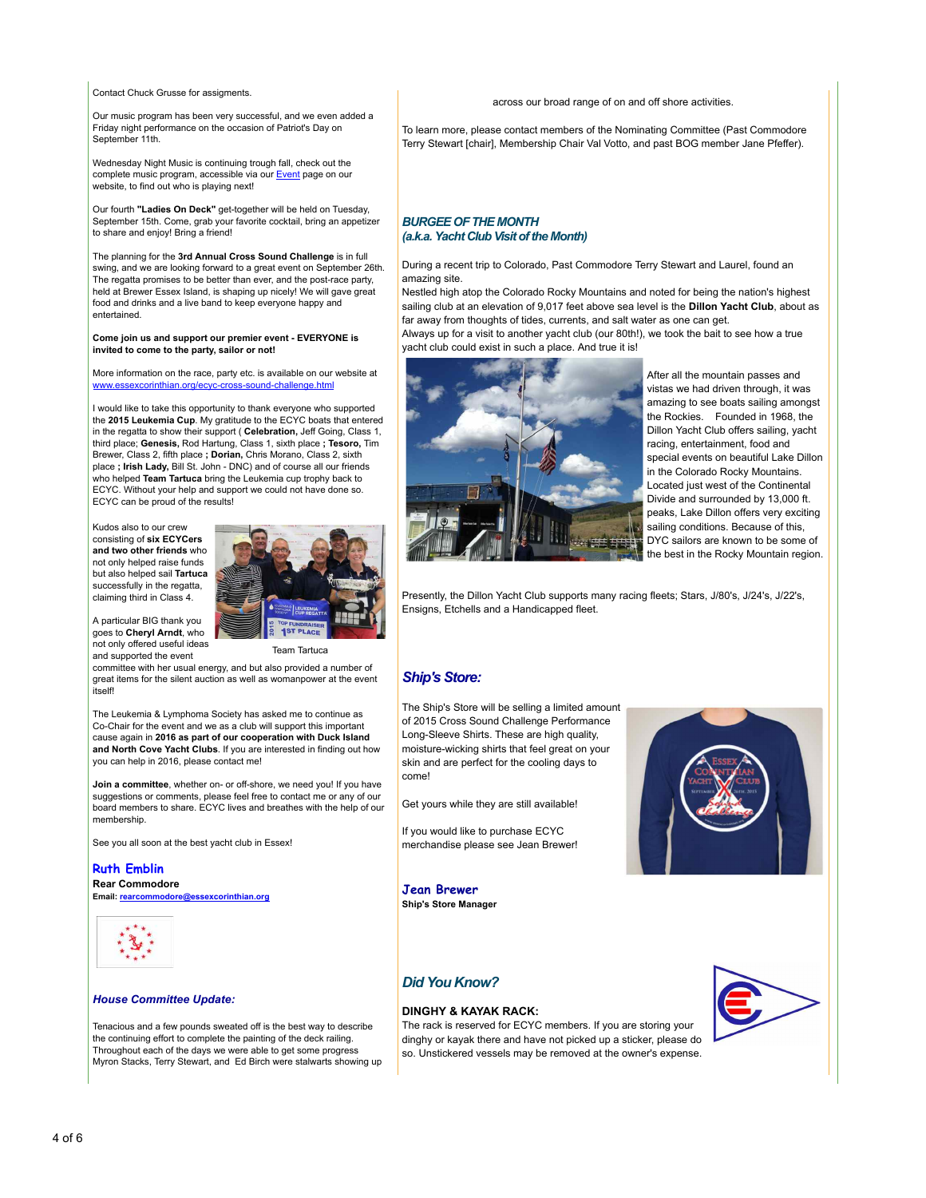Contact Chuck Grusse for assigments.

Our music program has been very successful, and we even added a Friday night performance on the occasion of Patriot's Day on September 11th.

Wednesday Night Music is continuing trough fall, check out the complete music program, accessible via our Event page on our website, to find out who is playing next!

Our fourth **"Ladies On Deck"** get-together will be held on Tuesday, September 15th. Come, grab your favorite cocktail, bring an appetizer to share and enjoy! Bring a friend!

The planning for the **3rd Annual Cross Sound Challenge** is in full swing, and we are looking forward to a great event on September 26th. The regatta promises to be better than ever, and the post-race party, held at Brewer Essex Island, is shaping up nicely! We will gave great food and drinks and a live band to keep everyone happy and entertained.

**Come join us and support our premier event - EVERYONE is invited to come to the party, sailor or not!**

More information on the race, party etc. is available on our website at www.essexcorinthian.org/ecyc-cross-sound-challenge.html

I would like to take this opportunity to thank everyone who supported the **2015 Leukemia Cup**. My gratitude to the ECYC boats that entered in the regatta to show their support ( **Celebration,** Jeff Going, Class 1, third place; **Genesis,** Rod Hartung, Class 1, sixth place **; Tesoro,** Tim Brewer, Class 2, fifth place **; Dorian,** Chris Morano, Class 2, sixth place **; Irish Lady,** Bill St. John - DNC) and of course all our friends who helped **Team Tartuca** bring the Leukemia cup trophy back to ECYC. Without your help and support we could not have done so. ECYC can be proud of the results!

Kudos also to our crew consisting of **six ECYCers and two other friends** who not only helped raise funds but also helped sail **Tartuca** successfully in the regatta, claiming third in Class 4.

Team Tartuca

A particular BIG thank you goes to **Cheryl Arndt**, who not only offered useful ideas and supported the event committee with her usual energy, and but also provided a number of great items for the silent auction as well as womanpower at the event itself!

The Leukemia & Lymphoma Society has asked me to continue as Co-Chair for the event and we as a club will support this important cause again in **2016 as part of our cooperation with Duck Island and North Cove Yacht Clubs**. If you are interested in finding out how you can help in 2016, please contact me!

**Join a committee**, whether on- or off-shore, we need you! If you have suggestions or comments, please feel free to contact me or any of our board members to share. ECYC lives and breathes with the help of our membership.

See you all soon at the best yacht club in Essex!

**Ruth Emblin**
**Rear Commodore**
**Email: rearcommodore@essexcorinthian.org**

### *House Committee Update:*

Tenacious and a few pounds sweated off is the best way to describe the continuing effort to complete the painting of the deck railing. Throughout each of the days we were able to get some progress Myron Stacks, Terry Stewart, and Ed Birch were stalwarts showing up across our broad range of on and off shore activities.

To learn more, please contact members of the Nominating Committee (Past Commodore Terry Stewart [chair], Membership Chair Val Votto, and past BOG member Jane Pfeffer).

### *BURGEE OF THE MONTH*
### *(a.k.a. Yacht Club Visit of the Month)*

During a recent trip to Colorado, Past Commodore Terry Stewart and Laurel, found an amazing site.
Nestled high atop the Colorado Rocky Mountains and noted for being the nation's highest sailing club at an elevation of 9,017 feet above sea level is the **Dillon Yacht Club**, about as far away from thoughts of tides, currents, and salt water as one can get.
Always up for a visit to another yacht club (our 80th!), we took the bait to see how a true yacht club could exist in such a place. And true it is!

After all the mountain passes and vistas we had driven through, it was amazing to see boats sailing amongst the Rockies. Founded in 1968, the Dillon Yacht Club offers sailing, yacht racing, entertainment, food and special events on beautiful Lake Dillon in the Colorado Rocky Mountains. Located just west of the Continental Divide and surrounded by 13,000 ft. peaks, Lake Dillon offers very exciting sailing conditions. Because of this, DYC sailors are known to be some of the best in the Rocky Mountain region.

Presently, the Dillon Yacht Club supports many racing fleets; Stars, J/80's, J/24's, J/22's, Ensigns, Etchells and a Handicapped fleet.

### *Ship's Store:*

The Ship's Store will be selling a limited amount of 2015 Cross Sound Challenge Performance Long-Sleeve Shirts. These are high quality, moisture-wicking shirts that feel great on your skin and are perfect for the cooling days to come!

Get yours while they are still available!

If you would like to purchase ECYC merchandise please see Jean Brewer!

**Jean Brewer**
**Ship's Store Manager**

### *Did You Know?*

**DINGHY & KAYAK RACK:**
The rack is reserved for ECYC members. If you are storing your dinghy or kayak there and have not picked up a sticker, please do so. Unstickered vessels may be removed at the owner's expense.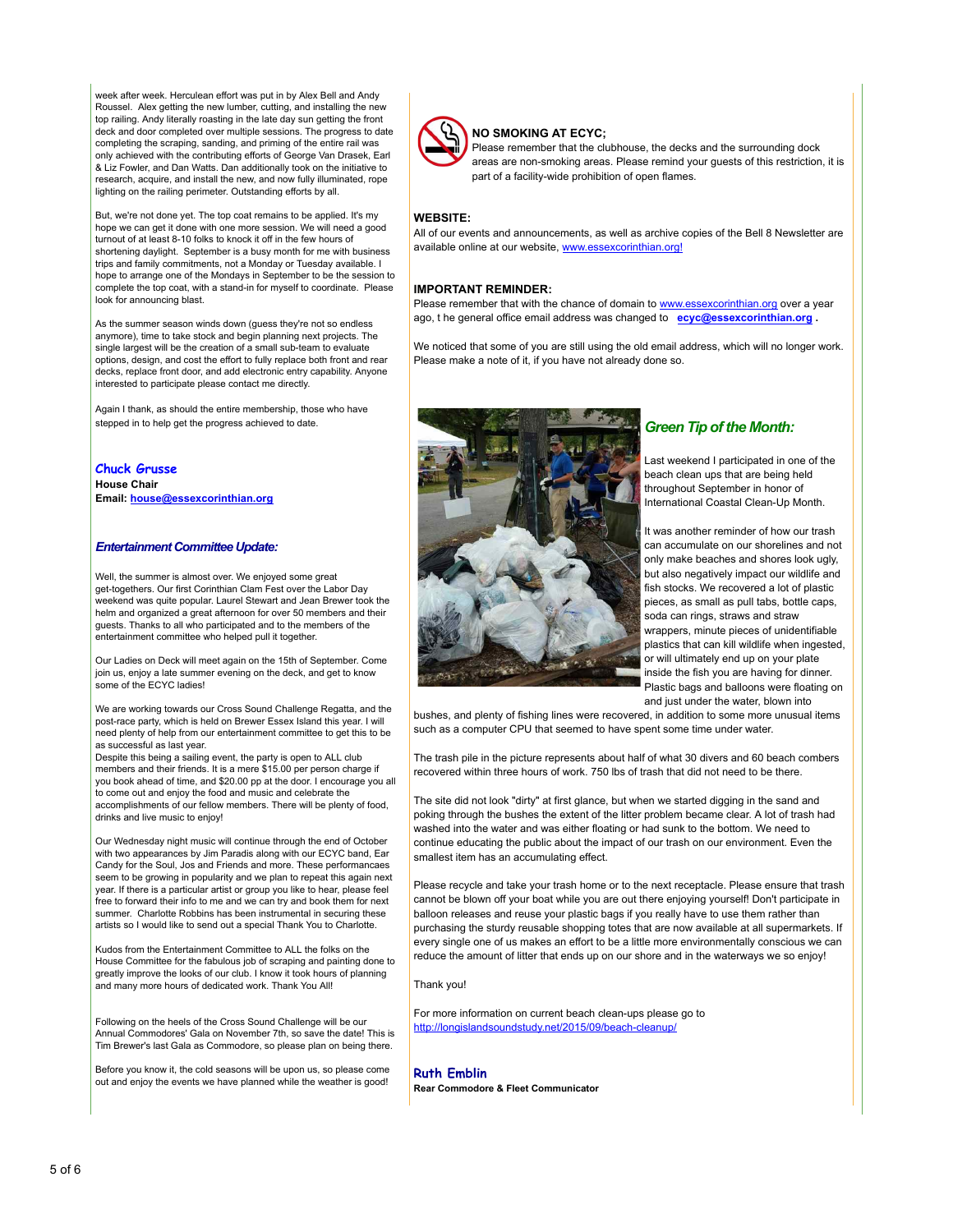week after week. Herculean effort was put in by Alex Bell and Andy Roussel. Alex getting the new lumber, cutting, and installing the new top railing. Andy literally roasting in the late day sun getting the front deck and door completed over multiple sessions. The progress to date completing the scraping, sanding, and priming of the entire rail was only achieved with the contributing efforts of George Van Drasek, Earl & Liz Fowler, and Dan Watts. Dan additionally took on the initiative to research, acquire, and install the new, and now fully illuminated, rope lighting on the railing perimeter. Outstanding efforts by all.

But, we're not done yet. The top coat remains to be applied. It's my hope we can get it done with one more session. We will need a good turnout of at least 8-10 folks to knock it off in the few hours of shortening daylight. September is a busy month for me with business trips and family commitments, not a Monday or Tuesday available. I hope to arrange one of the Mondays in September to be the session to complete the top coat, with a stand-in for myself to coordinate. Please look for announcing blast.

As the summer season winds down (guess they're not so endless anymore), time to take stock and begin planning next projects. The single largest will be the creation of a small sub-team to evaluate options, design, and cost the effort to fully replace both front and rear decks, replace front door, and add electronic entry capability. Anyone interested to participate please contact me directly.

Again I thank, as should the entire membership, those who have stepped in to help get the progress achieved to date.

**Chuck Grusse**
**House Chair**
**Email: house@essexcorinthian.org**

### *Entertainment Committee Update:*

Well, the summer is almost over. We enjoyed some great get-togethers. Our first Corinthian Clam Fest over the Labor Day weekend was quite popular. Laurel Stewart and Jean Brewer took the helm and organized a great afternoon for over 50 members and their guests. Thanks to all who participated and to the members of the entertainment committee who helped pull it together.

Our Ladies on Deck will meet again on the 15th of September. Come join us, enjoy a late summer evening on the deck, and get to know some of the ECYC ladies!

We are working towards our Cross Sound Challenge Regatta, and the post-race party, which is held on Brewer Essex Island this year. I will need plenty of help from our entertainment committee to get this to be as successful as last year.
Despite this being a sailing event, the party is open to ALL club members and their friends. It is a mere $15.00 per person charge if you book ahead of time, and $20.00 pp at the door. I encourage you all to come out and enjoy the food and music and celebrate the accomplishments of our fellow members. There will be plenty of food, drinks and live music to enjoy!

Our Wednesday night music will continue through the end of October with two appearances by Jim Paradis along with our ECYC band, Ear Candy for the Soul, Jos and Friends and more. These performancaes seem to be growing in popularity and we plan to repeat this again next year. If there is a particular artist or group you like to hear, please feel free to forward their info to me and we can try and book them for next summer. Charlotte Robbins has been instrumental in securing these artists so I would like to send out a special Thank You to Charlotte.

Kudos from the Entertainment Committee to ALL the folks on the House Committee for the fabulous job of scraping and painting done to greatly improve the looks of our club. I know it took hours of planning and many more hours of dedicated work. Thank You All!

Following on the heels of the Cross Sound Challenge will be our Annual Commodores' Gala on November 7th, so save the date! This is Tim Brewer's last Gala as Commodore, so please plan on being there.

Before you know it, the cold seasons will be upon us, so please come out and enjoy the events we have planned while the weather is good!

### NO SMOKING AT ECYC;

Please remember that the clubhouse, the decks and the surrounding dock areas are non-smoking areas. Please remind your guests of this restriction, it is part of a facility-wide prohibition of open flames.

### WEBSITE:

All of our events and announcements, as well as archive copies of the Bell 8 Newsletter are available online at our website, www.essexcorinthian.org!

### IMPORTANT REMINDER:

Please remember that with the chance of domain to www.essexcorinthian.org over a year ago, t he general office email address was changed to **ecyc@essexcorinthian.org .**

We noticed that some of you are still using the old email address, which will no longer work. Please make a note of it, if you have not already done so.

### *Green Tip of the Month:*

Last weekend I participated in one of the beach clean ups that are being held throughout September in honor of International Coastal Clean-Up Month.

It was another reminder of how our trash can accumulate on our shorelines and not only make beaches and shores look ugly, but also negatively impact our wildlife and fish stocks. We recovered a lot of plastic pieces, as small as pull tabs, bottle caps, soda can rings, straws and straw wrappers, minute pieces of unidentifiable plastics that can kill wildlife when ingested, or will ultimately end up on your plate inside the fish you are having for dinner. Plastic bags and balloons were floating on and just under the water, blown into bushes, and plenty of fishing lines were recovered, in addition to some more unusual items such as a computer CPU that seemed to have spent some time under water.

The trash pile in the picture represents about half of what 30 divers and 60 beach combers recovered within three hours of work. 750 lbs of trash that did not need to be there.

The site did not look "dirty" at first glance, but when we started digging in the sand and poking through the bushes the extent of the litter problem became clear. A lot of trash had washed into the water and was either floating or had sunk to the bottom. We need to continue educating the public about the impact of our trash on our environment. Even the smallest item has an accumulating effect.

Please recycle and take your trash home or to the next receptacle. Please ensure that trash cannot be blown off your boat while you are out there enjoying yourself! Don't participate in balloon releases and reuse your plastic bags if you really have to use them rather than purchasing the sturdy reusable shopping totes that are now available at all supermarkets. If every single one of us makes an effort to be a little more environmentally conscious we can reduce the amount of litter that ends up on our shore and in the waterways we so enjoy!

Thank you!

For more information on current beach clean-ups please go to http://longislandsoundstudy.net/2015/09/beach-cleanup/

**Ruth Emblin**
**Rear Commodore & Fleet Communicator**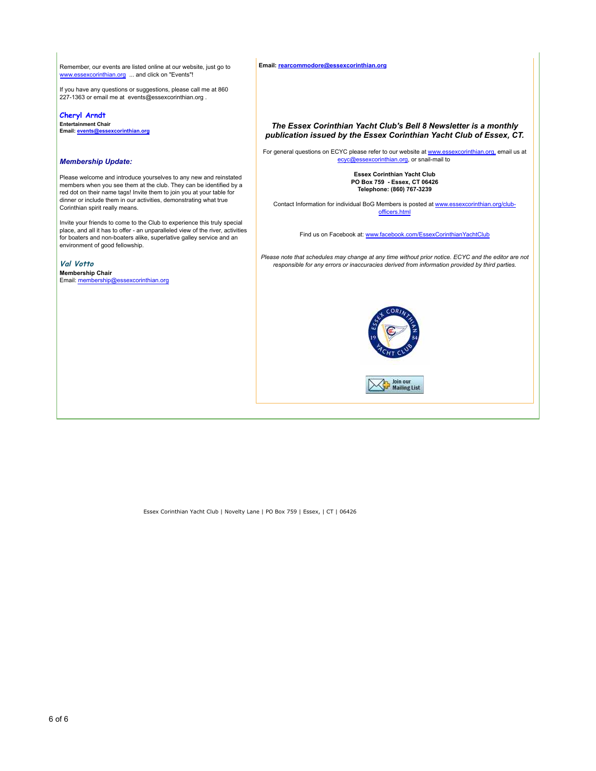Remember, our events are listed online at our website, just go to www.essexcorinthian.org ... and click on "Events"!

If you have any questions or suggestions, please call me at 860 227-1363 or email me at events@essexcorinthian.org .

### Cheryl Arndt

**Entertainment Chair**
**Email: events@essexcorinthian.org**

### *Membership Update:*

Please welcome and introduce yourselves to any new and reinstated members when you see them at the club. They can be identified by a red dot on their name tags! Invite them to join you at your table for dinner or include them in our activities, demonstrating what true Corinthian spirit really means.

Invite your friends to come to the Club to experience this truly special place, and all it has to offer - an unparalleled view of the river, activities for boaters and non-boaters alike, superlative galley service and an environment of good fellowship.

### *Val Votto*

**Membership Chair**
Email: membership@essexcorinthian.org

**Email: rearcommodore@essexcorinthian.org**

***The Essex Corinthian Yacht Club's Bell 8 Newsletter is a monthly publication issued by the Essex Corinthian Yacht Club of Essex, CT.***

For general questions on ECYC please refer to our website at www.essexcorinthian.org, email us at ecyc@essexcorinthian.org, or snail-mail to

**Essex Corinthian Yacht Club**
**PO Box 759 - Essex, CT 06426**
**Telephone: (860) 767-3239**

Contact Information for individual BoG Members is posted at www.essexcorinthian.org/club-officers.html

Find us on Facebook at: www.facebook.com/EssexCorinthianYachtClub

*Please note that schedules may change at any time without prior notice. ECYC and the editor are not responsible for any errors or inaccuracies derived from information provided by third parties.*

Join our Mailing List

Essex Corinthian Yacht Club | Novelty Lane | PO Box 759 | Essex, | CT | 06426